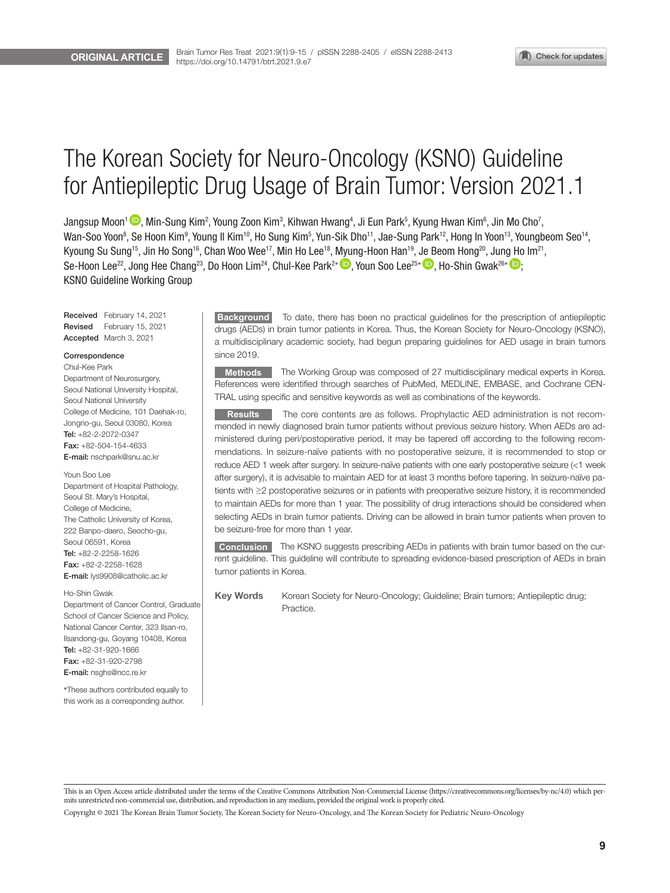ORIGINAL ARTICLE

# The Korean Society for Neuro-Oncology (KSNO) Guideline for Antiepileptic Drug Usage of Brain Tumor: Version 2021.1

Jangsup Moon[1], Min-Sung Kim[2], Young Zoon Kim[3], Kihwan Hwang[4], Ji Eun Park[5], Kyung Hwan Kim[6], Jin Mo Cho[7], Wan-Soo Yoon[8], Se Hoon Kim[9], Young Il Kim[10], Ho Sung Kim[5], Yun-Sik Dho[11], Jae-Sung Park[12], Hong In Yoon[13], Youngbeom Seo[14], Kyoung Su Sung[15], Jin Ho Song[16], Chan Woo Wee[17], Min Ho Lee[18], Myung-Hoon Han[19], Je Beom Hong[20], Jung Ho Im[21], Se-Hoon Lee[22], Jong Hee Chang[23], Do Hoon Lim[24], Chul-Kee Park[2*], Youn Soo Lee[25*], Ho-Shin Gwak[26*]; KSNO Guideline Working Group

**Received** February 14, 2021
**Revised** February 15, 2021
**Accepted** March 3, 2021

**Correspondence**
Chul-Kee Park
Department of Neurosurgery, Seoul National University Hospital, Seoul National University College of Medicine, 101 Daehak-ro, Jongno-gu, Seoul 03080, Korea
**Tel:** +82-2-2072-0347
**Fax:** +82-504-154-4633
**E-mail:** nschpark@snu.ac.kr

Youn Soo Lee
Department of Hospital Pathology, Seoul St. Mary's Hospital, College of Medicine, The Catholic University of Korea, 222 Banpo-daero, Seocho-gu, Seoul 06591, Korea
**Tel:** +82-2-2258-1626
**Fax:** +82-2-2258-1628
**E-mail:** lys9908@catholic.ac.kr

Ho-Shin Gwak
Department of Cancer Control, Graduate School of Cancer Science and Policy, National Cancer Center, 323 Ilsan-ro, Ilsandong-gu, Goyang 10408, Korea
**Tel:** +82-31-920-1666
**Fax:** +82-31-920-2798
**E-mail:** nsghs@ncc.re.kr

*These authors contributed equally to this work as a corresponding author.

**Background** To date, there has been no practical guidelines for the prescription of antiepileptic drugs (AEDs) in brain tumor patients in Korea. Thus, the Korean Society for Neuro-Oncology (KSNO), a multidisciplinary academic society, had begun preparing guidelines for AED usage in brain tumors since 2019.

**Methods** The Working Group was composed of 27 multidisciplinary medical experts in Korea. References were identified through searches of PubMed, MEDLINE, EMBASE, and Cochrane CENTRAL using specific and sensitive keywords as well as combinations of the keywords.

**Results** The core contents are as follows. Prophylactic AED administration is not recommended in newly diagnosed brain tumor patients without previous seizure history. When AEDs are administered during peri/postoperative period, it may be tapered off according to the following recommendations. In seizure-naïve patients with no postoperative seizure, it is recommended to stop or reduce AED 1 week after surgery. In seizure-naïve patients with one early postoperative seizure (<1 week after surgery), it is advisable to maintain AED for at least 3 months before tapering. In seizure-naïve patients with ≥2 postoperative seizures or in patients with preoperative seizure history, it is recommended to maintain AEDs for more than 1 year. The possibility of drug interactions should be considered when selecting AEDs in brain tumor patients. Driving can be allowed in brain tumor patients when proven to be seizure-free for more than 1 year.

**Conclusion** The KSNO suggests prescribing AEDs in patients with brain tumor based on the current guideline. This guideline will contribute to spreading evidence-based prescription of AEDs in brain tumor patients in Korea.

**Key Words** Korean Society for Neuro-Oncology; Guideline; Brain tumors; Antiepileptic drug; Practice.

This is an Open Access article distributed under the terms of the Creative Commons Attribution Non-Commercial License (https://creativecommons.org/licenses/by-nc/4.0) which permits unrestricted non-commercial use, distribution, and reproduction in any medium, provided the original work is properly cited.

Copyright © 2021 The Korean Brain Tumor Society, The Korean Society for Neuro-Oncology, and The Korean Society for Pediatric Neuro-Oncology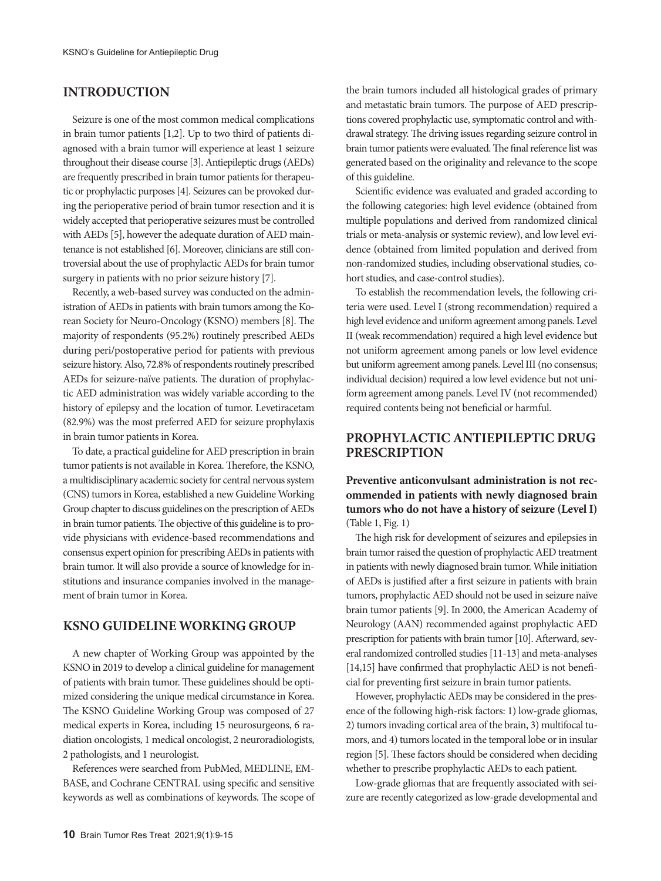## INTRODUCTION

Seizure is one of the most common medical complications in brain tumor patients [1,2]. Up to two third of patients diagnosed with a brain tumor will experience at least 1 seizure throughout their disease course [3]. Antiepileptic drugs (AEDs) are frequently prescribed in brain tumor patients for therapeutic or prophylactic purposes [4]. Seizures can be provoked during the perioperative period of brain tumor resection and it is widely accepted that perioperative seizures must be controlled with AEDs [5], however the adequate duration of AED maintenance is not established [6]. Moreover, clinicians are still controversial about the use of prophylactic AEDs for brain tumor surgery in patients with no prior seizure history [7].

Recently, a web-based survey was conducted on the administration of AEDs in patients with brain tumors among the Korean Society for Neuro-Oncology (KSNO) members [8]. The majority of respondents (95.2%) routinely prescribed AEDs during peri/postoperative period for patients with previous seizure history. Also, 72.8% of respondents routinely prescribed AEDs for seizure-naïve patients. The duration of prophylactic AED administration was widely variable according to the history of epilepsy and the location of tumor. Levetiracetam (82.9%) was the most preferred AED for seizure prophylaxis in brain tumor patients in Korea.

To date, a practical guideline for AED prescription in brain tumor patients is not available in Korea. Therefore, the KSNO, a multidisciplinary academic society for central nervous system (CNS) tumors in Korea, established a new Guideline Working Group chapter to discuss guidelines on the prescription of AEDs in brain tumor patients. The objective of this guideline is to provide physicians with evidence-based recommendations and consensus expert opinion for prescribing AEDs in patients with brain tumor. It will also provide a source of knowledge for institutions and insurance companies involved in the management of brain tumor in Korea.

## KSNO GUIDELINE WORKING GROUP

A new chapter of Working Group was appointed by the KSNO in 2019 to develop a clinical guideline for management of patients with brain tumor. These guidelines should be optimized considering the unique medical circumstance in Korea. The KSNO Guideline Working Group was composed of 27 medical experts in Korea, including 15 neurosurgeons, 6 radiation oncologists, 1 medical oncologist, 2 neuroradiologists, 2 pathologists, and 1 neurologist.

References were searched from PubMed, MEDLINE, EMBASE, and Cochrane CENTRAL using specific and sensitive keywords as well as combinations of keywords. The scope of the brain tumors included all histological grades of primary and metastatic brain tumors. The purpose of AED prescriptions covered prophylactic use, symptomatic control and withdrawal strategy. The driving issues regarding seizure control in brain tumor patients were evaluated. The final reference list was generated based on the originality and relevance to the scope of this guideline.

Scientific evidence was evaluated and graded according to the following categories: high level evidence (obtained from multiple populations and derived from randomized clinical trials or meta-analysis or systemic review), and low level evidence (obtained from limited population and derived from non-randomized studies, including observational studies, cohort studies, and case-control studies).

To establish the recommendation levels, the following criteria were used. Level I (strong recommendation) required a high level evidence and uniform agreement among panels. Level II (weak recommendation) required a high level evidence but not uniform agreement among panels or low level evidence but uniform agreement among panels. Level III (no consensus; individual decision) required a low level evidence but not uniform agreement among panels. Level IV (not recommended) required contents being not beneficial or harmful.

## PROPHYLACTIC ANTIEPILEPTIC DRUG PRESCRIPTION

**Preventive anticonvulsant administration is not recommended in patients with newly diagnosed brain tumors who do not have a history of seizure (Level I)** (Table 1, Fig. 1)

The high risk for development of seizures and epilepsies in brain tumor raised the question of prophylactic AED treatment in patients with newly diagnosed brain tumor. While initiation of AEDs is justified after a first seizure in patients with brain tumors, prophylactic AED should not be used in seizure naïve brain tumor patients [9]. In 2000, the American Academy of Neurology (AAN) recommended against prophylactic AED prescription for patients with brain tumor [10]. Afterward, several randomized controlled studies [11-13] and meta-analyses [14,15] have confirmed that prophylactic AED is not beneficial for preventing first seizure in brain tumor patients.

However, prophylactic AEDs may be considered in the presence of the following high-risk factors: 1) low-grade gliomas, 2) tumors invading cortical area of the brain, 3) multifocal tumors, and 4) tumors located in the temporal lobe or in insular region [5]. These factors should be considered when deciding whether to prescribe prophylactic AEDs to each patient.

Low-grade gliomas that are frequently associated with seizure are recently categorized as low-grade developmental and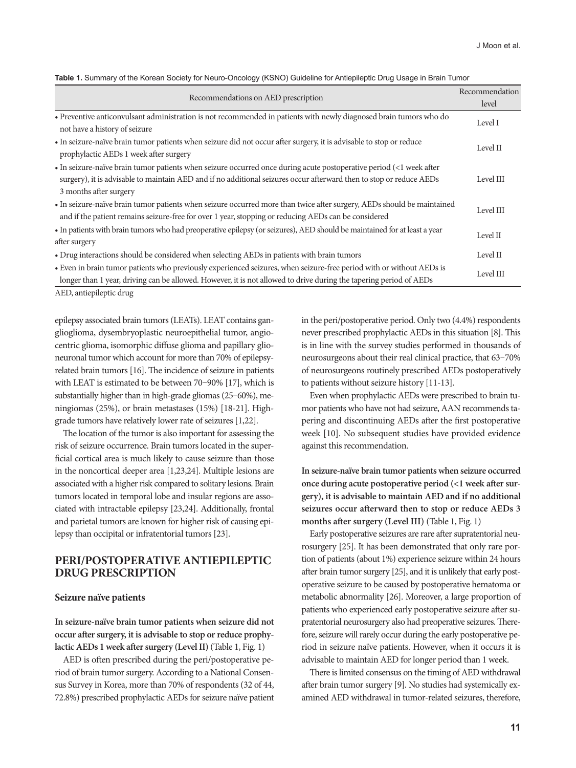**Table 1.** Summary of the Korean Society for Neuro-Oncology (KSNO) Guideline for Antiepileptic Drug Usage in Brain Tumor

| Recommendations on AED prescription | Recommendation level |
|---|---|
| • Preventive anticonvulsant administration is not recommended in patients with newly diagnosed brain tumors who do not have a history of seizure | Level I |
| • In seizure-naïve brain tumor patients when seizure did not occur after surgery, it is advisable to stop or reduce prophylactic AEDs 1 week after surgery | Level II |
| • In seizure-naïve brain tumor patients when seizure occurred once during acute postoperative period (<1 week after surgery), it is advisable to maintain AED and if no additional seizures occur afterward then to stop or reduce AEDs 3 months after surgery | Level III |
| • In seizure-naïve brain tumor patients when seizure occurred more than twice after surgery, AEDs should be maintained and if the patient remains seizure-free for over 1 year, stopping or reducing AEDs can be considered | Level III |
| • In patients with brain tumors who had preoperative epilepsy (or seizures), AED should be maintained for at least a year after surgery | Level II |
| • Drug interactions should be considered when selecting AEDs in patients with brain tumors | Level II |
| • Even in brain tumor patients who previously experienced seizures, when seizure-free period with or without AEDs is longer than 1 year, driving can be allowed. However, it is not allowed to drive during the tapering period of AEDs | Level III |

AED, antiepileptic drug

epilepsy associated brain tumors (LEATs). LEAT contains ganglioglioma, dysembryoplastic neuroepithelial tumor, angiocentric glioma, isomorphic diffuse glioma and papillary glioneuronal tumor which account for more than 70% of epilepsy-related brain tumors [16]. The incidence of seizure in patients with LEAT is estimated to be between 70–90% [17], which is substantially higher than in high-grade gliomas (25–60%), meningiomas (25%), or brain metastases (15%) [18-21]. High-grade tumors have relatively lower rate of seizures [1,22].

The location of the tumor is also important for assessing the risk of seizure occurrence. Brain tumors located in the superficial cortical area is much likely to cause seizure than those in the noncortical deeper area [1,23,24]. Multiple lesions are associated with a higher risk compared to solitary lesions. Brain tumors located in temporal lobe and insular regions are associated with intractable epilepsy [23,24]. Additionally, frontal and parietal tumors are known for higher risk of causing epilepsy than occipital or infratentorial tumors [23].

## PERI/POSTOPERATIVE ANTIEPILEPTIC DRUG PRESCRIPTION

### Seizure naïve patients

**In seizure-naïve brain tumor patients when seizure did not occur after surgery, it is advisable to stop or reduce prophylactic AEDs 1 week after surgery (Level II)** (Table 1, Fig. 1)

AED is often prescribed during the peri/postoperative period of brain tumor surgery. According to a National Consensus Survey in Korea, more than 70% of respondents (32 of 44, 72.8%) prescribed prophylactic AEDs for seizure naïve patient in the peri/postoperative period. Only two (4.4%) respondents never prescribed prophylactic AEDs in this situation [8]. This is in line with the survey studies performed in thousands of neurosurgeons about their real clinical practice, that 63–70% of neurosurgeons routinely prescribed AEDs postoperatively to patients without seizure history [11-13].

Even when prophylactic AEDs were prescribed to brain tumor patients who have not had seizure, AAN recommends tapering and discontinuing AEDs after the first postoperative week [10]. No subsequent studies have provided evidence against this recommendation.

**In seizure-naïve brain tumor patients when seizure occurred once during acute postoperative period (<1 week after surgery), it is advisable to maintain AED and if no additional seizures occur afterward then to stop or reduce AEDs 3 months after surgery (Level III)** (Table 1, Fig. 1)

Early postoperative seizures are rare after supratentorial neurosurgery [25]. It has been demonstrated that only rare portion of patients (about 1%) experience seizure within 24 hours after brain tumor surgery [25], and it is unlikely that early postoperative seizure to be caused by postoperative hematoma or metabolic abnormality [26]. Moreover, a large proportion of patients who experienced early postoperative seizure after supratentorial neurosurgery also had preoperative seizures. Therefore, seizure will rarely occur during the early postoperative period in seizure naïve patients. However, when it occurs it is advisable to maintain AED for longer period than 1 week.

There is limited consensus on the timing of AED withdrawal after brain tumor surgery [9]. No studies had systemically examined AED withdrawal in tumor-related seizures, therefore,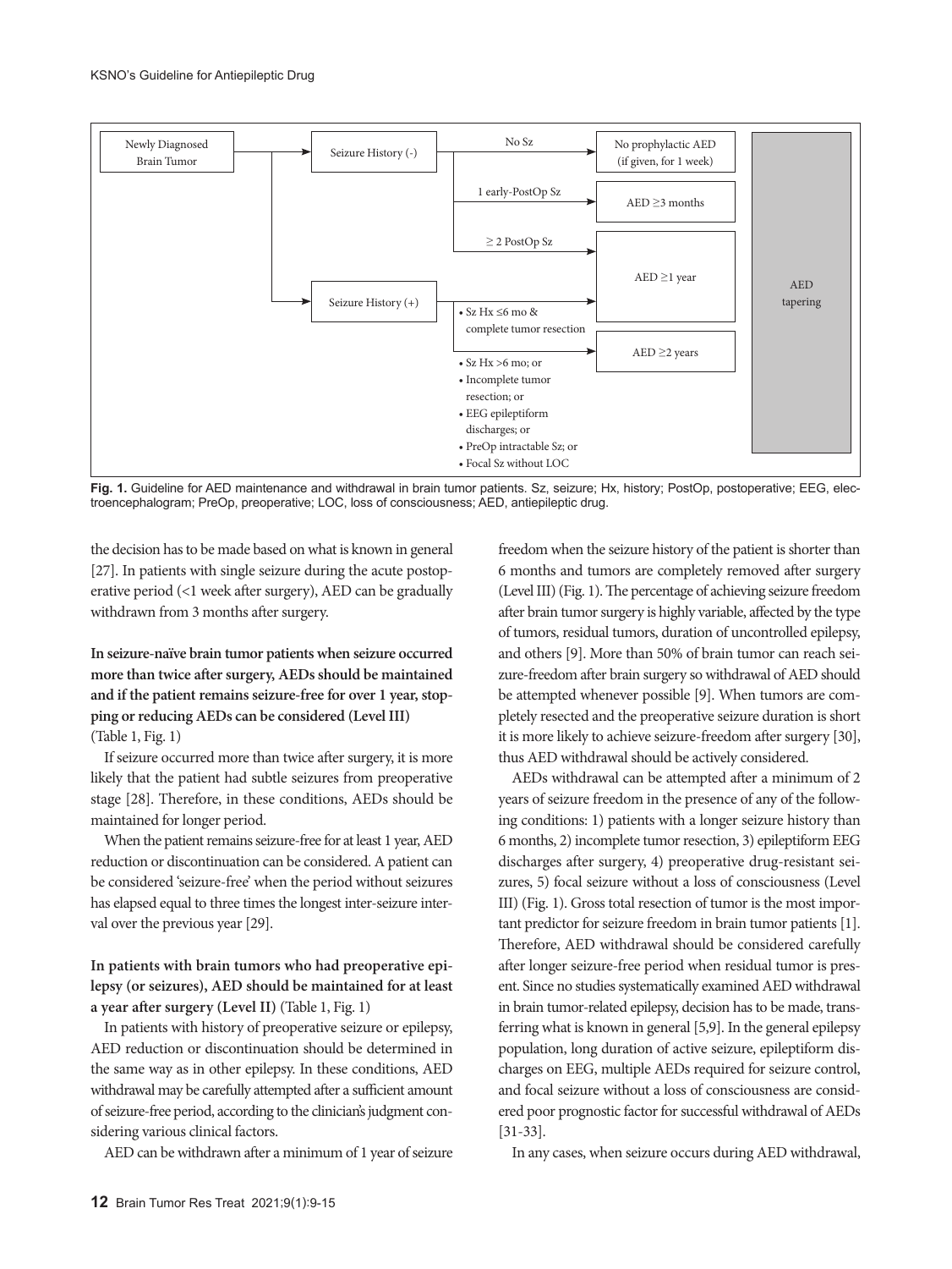- Newly Diagnosed Brain Tumor
  - Seizure History (-)
    - No Sz → No prophylactic AED (if given, for 1 week)
    - 1 early-PostOp Sz → AED ≥3 months
    - ≥ 2 PostOp Sz → AED ≥1 year
  - Seizure History (+)
    - • Sz Hx ≤6 mo & complete tumor resection → AED ≥1 year
    - • Sz Hx >6 mo; or • Incomplete tumor resection; or • EEG epileptiform discharges; or • PreOp intractable Sz; or • Focal Sz without LOC → AED ≥2 years
- AED tapering

**Fig. 1.** Guideline for AED maintenance and withdrawal in brain tumor patients. Sz, seizure; Hx, history; PostOp, postoperative; EEG, electroencephalogram; PreOp, preoperative; LOC, loss of consciousness; AED, antiepileptic drug.

the decision has to be made based on what is known in general [27]. In patients with single seizure during the acute postoperative period (<1 week after surgery), AED can be gradually withdrawn from 3 months after surgery.

**In seizure-naïve brain tumor patients when seizure occurred more than twice after surgery, AEDs should be maintained and if the patient remains seizure-free for over 1 year, stopping or reducing AEDs can be considered (Level III)** (Table 1, Fig. 1)

If seizure occurred more than twice after surgery, it is more likely that the patient had subtle seizures from preoperative stage [28]. Therefore, in these conditions, AEDs should be maintained for longer period.

When the patient remains seizure-free for at least 1 year, AED reduction or discontinuation can be considered. A patient can be considered 'seizure-free' when the period without seizures has elapsed equal to three times the longest inter-seizure interval over the previous year [29].

**In patients with brain tumors who had preoperative epilepsy (or seizures), AED should be maintained for at least a year after surgery (Level II)** (Table 1, Fig. 1)

In patients with history of preoperative seizure or epilepsy, AED reduction or discontinuation should be determined in the same way as in other epilepsy. In these conditions, AED withdrawal may be carefully attempted after a sufficient amount of seizure-free period, according to the clinician's judgment considering various clinical factors.

AED can be withdrawn after a minimum of 1 year of seizure freedom when the seizure history of the patient is shorter than 6 months and tumors are completely removed after surgery (Level III) (Fig. 1). The percentage of achieving seizure freedom after brain tumor surgery is highly variable, affected by the type of tumors, residual tumors, duration of uncontrolled epilepsy, and others [9]. More than 50% of brain tumor can reach seizure-freedom after brain surgery so withdrawal of AED should be attempted whenever possible [9]. When tumors are completely resected and the preoperative seizure duration is short it is more likely to achieve seizure-freedom after surgery [30], thus AED withdrawal should be actively considered.

AEDs withdrawal can be attempted after a minimum of 2 years of seizure freedom in the presence of any of the following conditions: 1) patients with a longer seizure history than 6 months, 2) incomplete tumor resection, 3) epileptiform EEG discharges after surgery, 4) preoperative drug-resistant seizures, 5) focal seizure without a loss of consciousness (Level III) (Fig. 1). Gross total resection of tumor is the most important predictor for seizure freedom in brain tumor patients [1]. Therefore, AED withdrawal should be considered carefully after longer seizure-free period when residual tumor is present. Since no studies systematically examined AED withdrawal in brain tumor-related epilepsy, decision has to be made, transferring what is known in general [5,9]. In the general epilepsy population, long duration of active seizure, epileptiform discharges on EEG, multiple AEDs required for seizure control, and focal seizure without a loss of consciousness are considered poor prognostic factor for successful withdrawal of AEDs [31-33].

In any cases, when seizure occurs during AED withdrawal,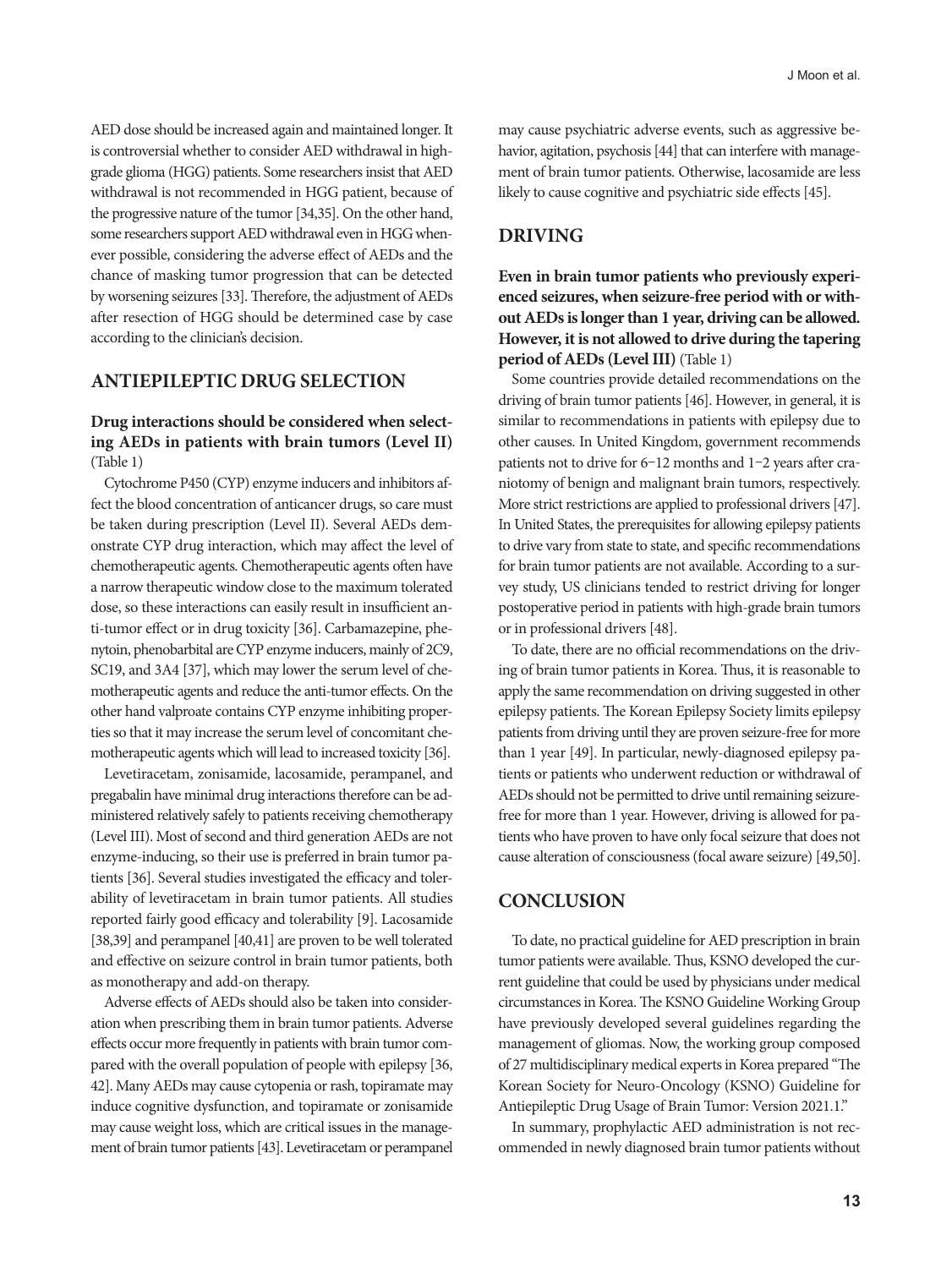AED dose should be increased again and maintained longer. It is controversial whether to consider AED withdrawal in high-grade glioma (HGG) patients. Some researchers insist that AED withdrawal is not recommended in HGG patient, because of the progressive nature of the tumor [34,35]. On the other hand, some researchers support AED withdrawal even in HGG whenever possible, considering the adverse effect of AEDs and the chance of masking tumor progression that can be detected by worsening seizures [33]. Therefore, the adjustment of AEDs after resection of HGG should be determined case by case according to the clinician's decision.

## ANTIEPILEPTIC DRUG SELECTION

**Drug interactions should be considered when selecting AEDs in patients with brain tumors (Level II)** (Table 1)

Cytochrome P450 (CYP) enzyme inducers and inhibitors affect the blood concentration of anticancer drugs, so care must be taken during prescription (Level II). Several AEDs demonstrate CYP drug interaction, which may affect the level of chemotherapeutic agents. Chemotherapeutic agents often have a narrow therapeutic window close to the maximum tolerated dose, so these interactions can easily result in insufficient anti-tumor effect or in drug toxicity [36]. Carbamazepine, phenytoin, phenobarbital are CYP enzyme inducers, mainly of 2C9, SC19, and 3A4 [37], which may lower the serum level of chemotherapeutic agents and reduce the anti-tumor effects. On the other hand valproate contains CYP enzyme inhibiting properties so that it may increase the serum level of concomitant chemotherapeutic agents which will lead to increased toxicity [36].

Levetiracetam, zonisamide, lacosamide, perampanel, and pregabalin have minimal drug interactions therefore can be administered relatively safely to patients receiving chemotherapy (Level III). Most of second and third generation AEDs are not enzyme-inducing, so their use is preferred in brain tumor patients [36]. Several studies investigated the efficacy and tolerability of levetiracetam in brain tumor patients. All studies reported fairly good efficacy and tolerability [9]. Lacosamide [38,39] and perampanel [40,41] are proven to be well tolerated and effective on seizure control in brain tumor patients, both as monotherapy and add-on therapy.

Adverse effects of AEDs should also be taken into consideration when prescribing them in brain tumor patients. Adverse effects occur more frequently in patients with brain tumor compared with the overall population of people with epilepsy [36, 42]. Many AEDs may cause cytopenia or rash, topiramate may induce cognitive dysfunction, and topiramate or zonisamide may cause weight loss, which are critical issues in the management of brain tumor patients [43]. Levetiracetam or perampanel may cause psychiatric adverse events, such as aggressive behavior, agitation, psychosis [44] that can interfere with management of brain tumor patients. Otherwise, lacosamide are less likely to cause cognitive and psychiatric side effects [45].

## DRIVING

**Even in brain tumor patients who previously experienced seizures, when seizure-free period with or without AEDs is longer than 1 year, driving can be allowed. However, it is not allowed to drive during the tapering period of AEDs (Level III)** (Table 1)

Some countries provide detailed recommendations on the driving of brain tumor patients [46]. However, in general, it is similar to recommendations in patients with epilepsy due to other causes. In United Kingdom, government recommends patients not to drive for 6–12 months and 1–2 years after craniotomy of benign and malignant brain tumors, respectively. More strict restrictions are applied to professional drivers [47]. In United States, the prerequisites for allowing epilepsy patients to drive vary from state to state, and specific recommendations for brain tumor patients are not available. According to a survey study, US clinicians tended to restrict driving for longer postoperative period in patients with high-grade brain tumors or in professional drivers [48].

To date, there are no official recommendations on the driving of brain tumor patients in Korea. Thus, it is reasonable to apply the same recommendation on driving suggested in other epilepsy patients. The Korean Epilepsy Society limits epilepsy patients from driving until they are proven seizure-free for more than 1 year [49]. In particular, newly-diagnosed epilepsy patients or patients who underwent reduction or withdrawal of AEDs should not be permitted to drive until remaining seizure-free for more than 1 year. However, driving is allowed for patients who have proven to have only focal seizure that does not cause alteration of consciousness (focal aware seizure) [49,50].

## CONCLUSION

To date, no practical guideline for AED prescription in brain tumor patients were available. Thus, KSNO developed the current guideline that could be used by physicians under medical circumstances in Korea. The KSNO Guideline Working Group have previously developed several guidelines regarding the management of gliomas. Now, the working group composed of 27 multidisciplinary medical experts in Korea prepared "The Korean Society for Neuro-Oncology (KSNO) Guideline for Antiepileptic Drug Usage of Brain Tumor: Version 2021.1."

In summary, prophylactic AED administration is not recommended in newly diagnosed brain tumor patients without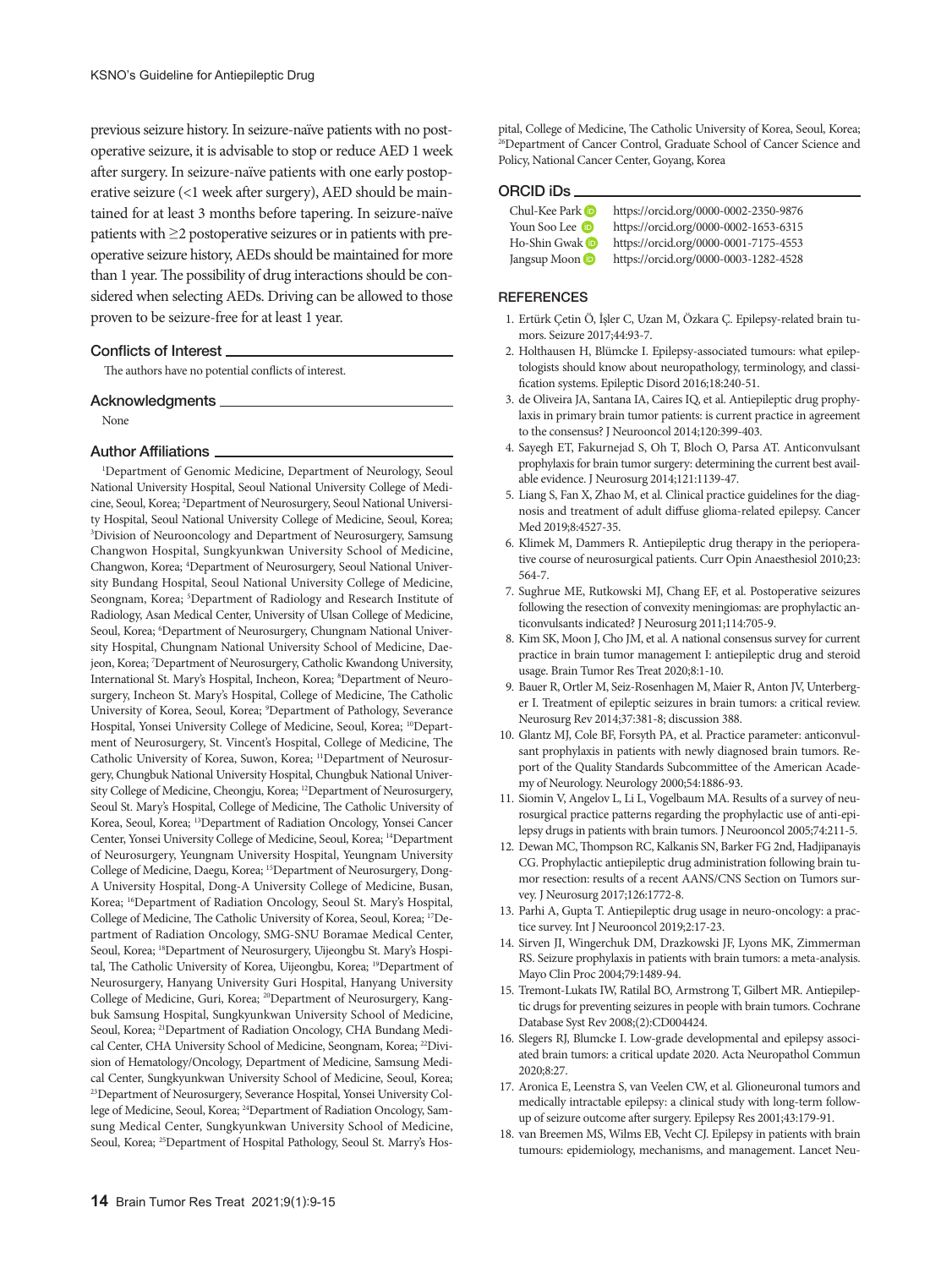previous seizure history. In seizure-naïve patients with no postoperative seizure, it is advisable to stop or reduce AED 1 week after surgery. In seizure-naïve patients with one early postoperative seizure (<1 week after surgery), AED should be maintained for at least 3 months before tapering. In seizure-naïve patients with ≥2 postoperative seizures or in patients with preoperative seizure history, AEDs should be maintained for more than 1 year. The possibility of drug interactions should be considered when selecting AEDs. Driving can be allowed to those proven to be seizure-free for at least 1 year.

## Conflicts of Interest

The authors have no potential conflicts of interest.

## Acknowledgments

None

## Author Affiliations

[1]Department of Genomic Medicine, Department of Neurology, Seoul National University Hospital, Seoul National University College of Medicine, Seoul, Korea; [2]Department of Neurosurgery, Seoul National University Hospital, Seoul National University College of Medicine, Seoul, Korea; [3]Division of Neurooncology and Department of Neurosurgery, Samsung Changwon Hospital, Sungkyunkwan University School of Medicine, Changwon, Korea; [4]Department of Neurosurgery, Seoul National University Bundang Hospital, Seoul National University College of Medicine, Seongnam, Korea; [5]Department of Radiology and Research Institute of Radiology, Asan Medical Center, University of Ulsan College of Medicine, Seoul, Korea; [6]Department of Neurosurgery, Chungnam National University Hospital, Chungnam National University School of Medicine, Daejeon, Korea; [7]Department of Neurosurgery, Catholic Kwandong University, International St. Mary's Hospital, Incheon, Korea; [8]Department of Neurosurgery, Incheon St. Mary's Hospital, College of Medicine, The Catholic University of Korea, Seoul, Korea; [9]Department of Pathology, Severance Hospital, Yonsei University College of Medicine, Seoul, Korea; [10]Department of Neurosurgery, St. Vincent's Hospital, College of Medicine, The Catholic University of Korea, Suwon, Korea; [11]Department of Neurosurgery, Chungbuk National University Hospital, Chungbuk National University College of Medicine, Cheongju, Korea; [12]Department of Neurosurgery, Seoul St. Mary's Hospital, College of Medicine, The Catholic University of Korea, Seoul, Korea; [13]Department of Radiation Oncology, Yonsei Cancer Center, Yonsei University College of Medicine, Seoul, Korea; [14]Department of Neurosurgery, Yeungnam University Hospital, Yeungnam University College of Medicine, Daegu, Korea; [15]Department of Neurosurgery, Dong-A University Hospital, Dong-A University College of Medicine, Busan, Korea; [16]Department of Radiation Oncology, Seoul St. Mary's Hospital, College of Medicine, The Catholic University of Korea, Seoul, Korea; [17]Department of Radiation Oncology, SMG-SNU Boramae Medical Center, Seoul, Korea; [18]Department of Neurosurgery, Uijeongbu St. Mary's Hospital, The Catholic University of Korea, Uijeongbu, Korea; [19]Department of Neurosurgery, Hanyang University Guri Hospital, Hanyang University College of Medicine, Guri, Korea; [20]Department of Neurosurgery, Kangbuk Samsung Hospital, Sungkyunkwan University School of Medicine, Seoul, Korea; [21]Department of Radiation Oncology, CHA Bundang Medical Center, CHA University School of Medicine, Seongnam, Korea; [22]Division of Hematology/Oncology, Department of Medicine, Samsung Medical Center, Sungkyunkwan University School of Medicine, Seoul, Korea; [23]Department of Neurosurgery, Severance Hospital, Yonsei University College of Medicine, Seoul, Korea; [24]Department of Radiation Oncology, Samsung Medical Center, Sungkyunkwan University School of Medicine, Seoul, Korea; [25]Department of Hospital Pathology, Seoul St. Marry's Hospital, College of Medicine, The Catholic University of Korea, Seoul, Korea; [26]Department of Cancer Control, Graduate School of Cancer Science and Policy, National Cancer Center, Goyang, Korea

## ORCID iDs

Chul-Kee Park https://orcid.org/0000-0002-2350-9876
Youn Soo Lee https://orcid.org/0000-0002-1653-6315
Ho-Shin Gwak https://orcid.org/0000-0001-7175-4553
Jangsup Moon https://orcid.org/0000-0003-1282-4528

## REFERENCES

1. Ertürk Çetin Ö, İşler C, Uzan M, Özkara Ç. Epilepsy-related brain tumors. Seizure 2017;44:93-7.
2. Holthausen H, Blümcke I. Epilepsy-associated tumours: what epileptologists should know about neuropathology, terminology, and classification systems. Epileptic Disord 2016;18:240-51.
3. de Oliveira JA, Santana IA, Caires IQ, et al. Antiepileptic drug prophylaxis in primary brain tumor patients: is current practice in agreement to the consensus? J Neurooncol 2014;120:399-403.
4. Sayegh ET, Fakurnejad S, Oh T, Bloch O, Parsa AT. Anticonvulsant prophylaxis for brain tumor surgery: determining the current best available evidence. J Neurosurg 2014;121:1139-47.
5. Liang S, Fan X, Zhao M, et al. Clinical practice guidelines for the diagnosis and treatment of adult diffuse glioma-related epilepsy. Cancer Med 2019;8:4527-35.
6. Klimek M, Dammers R. Antiepileptic drug therapy in the perioperative course of neurosurgical patients. Curr Opin Anaesthesiol 2010;23:564-7.
7. Sughrue ME, Rutkowski MJ, Chang EF, et al. Postoperative seizures following the resection of convexity meningiomas: are prophylactic anticonvulsants indicated? J Neurosurg 2011;114:705-9.
8. Kim SK, Moon J, Cho JM, et al. A national consensus survey for current practice in brain tumor management I: antiepileptic drug and steroid usage. Brain Tumor Res Treat 2020;8:1-10.
9. Bauer R, Ortler M, Seiz-Rosenhagen M, Maier R, Anton JV, Unterberger I. Treatment of epileptic seizures in brain tumors: a critical review. Neurosurg Rev 2014;37:381-8; discussion 388.
10. Glantz MJ, Cole BF, Forsyth PA, et al. Practice parameter: anticonvulsant prophylaxis in patients with newly diagnosed brain tumors. Report of the Quality Standards Subcommittee of the American Academy of Neurology. Neurology 2000;54:1886-93.
11. Siomin V, Angelov L, Li L, Vogelbaum MA. Results of a survey of neurosurgical practice patterns regarding the prophylactic use of anti-epilepsy drugs in patients with brain tumors. J Neurooncol 2005;74:211-5.
12. Dewan MC, Thompson RC, Kalkanis SN, Barker FG 2nd, Hadjipanayis CG. Prophylactic antiepileptic drug administration following brain tumor resection: results of a recent AANS/CNS Section on Tumors survey. J Neurosurg 2017;126:1772-8.
13. Parhi A, Gupta T. Antiepileptic drug usage in neuro-oncology: a practice survey. Int J Neurooncol 2019;2:17-23.
14. Sirven JI, Wingerchuk DM, Drazkowski JF, Lyons MK, Zimmerman RS. Seizure prophylaxis in patients with brain tumors: a meta-analysis. Mayo Clin Proc 2004;79:1489-94.
15. Tremont-Lukats IW, Ratilal BO, Armstrong T, Gilbert MR. Antiepileptic drugs for preventing seizures in people with brain tumors. Cochrane Database Syst Rev 2008;(2):CD004424.
16. Slegers RJ, Blumcke I. Low-grade developmental and epilepsy associated brain tumors: a critical update 2020. Acta Neuropathol Commun 2020;8:27.
17. Aronica E, Leenstra S, van Veelen CW, et al. Glioneuronal tumors and medically intractable epilepsy: a clinical study with long-term follow-up of seizure outcome after surgery. Epilepsy Res 2001;43:179-91.
18. van Breemen MS, Wilms EB, Vecht CJ. Epilepsy in patients with brain tumours: epidemiology, mechanisms, and management. Lancet Neu-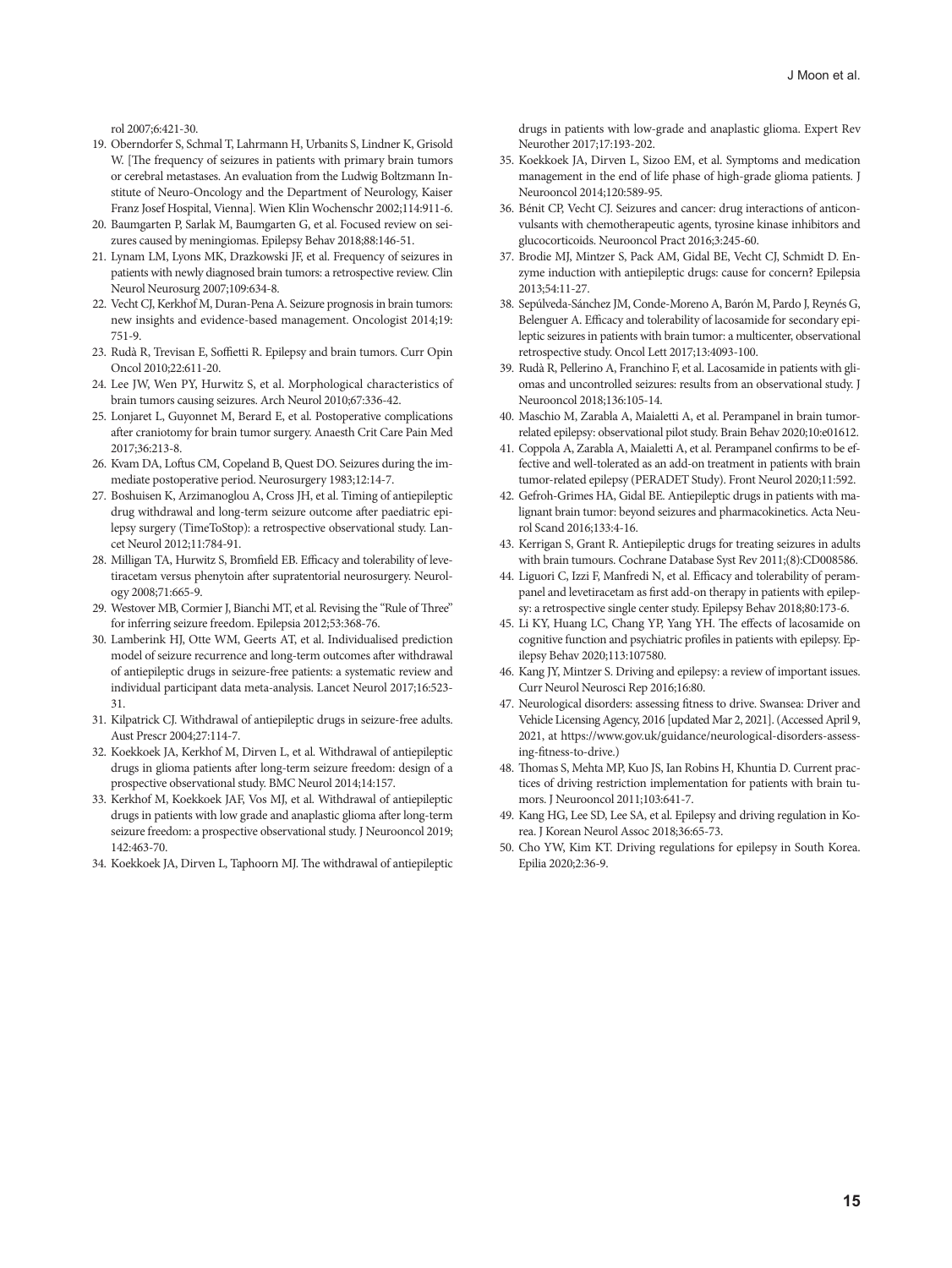rol 2007;6:421-30.

19. Oberndorfer S, Schmal T, Lahrmann H, Urbanits S, Lindner K, Grisold W. [The frequency of seizures in patients with primary brain tumors or cerebral metastases. An evaluation from the Ludwig Boltzmann Institute of Neuro-Oncology and the Department of Neurology, Kaiser Franz Josef Hospital, Vienna]. Wien Klin Wochenschr 2002;114:911-6.
20. Baumgarten P, Sarlak M, Baumgarten G, et al. Focused review on seizures caused by meningiomas. Epilepsy Behav 2018;88:146-51.
21. Lynam LM, Lyons MK, Drazkowski JF, et al. Frequency of seizures in patients with newly diagnosed brain tumors: a retrospective review. Clin Neurol Neurosurg 2007;109:634-8.
22. Vecht CJ, Kerkhof M, Duran-Pena A. Seizure prognosis in brain tumors: new insights and evidence-based management. Oncologist 2014;19:751-9.
23. Rudà R, Trevisan E, Soffietti R. Epilepsy and brain tumors. Curr Opin Oncol 2010;22:611-20.
24. Lee JW, Wen PY, Hurwitz S, et al. Morphological characteristics of brain tumors causing seizures. Arch Neurol 2010;67:336-42.
25. Lonjaret L, Guyonnet M, Berard E, et al. Postoperative complications after craniotomy for brain tumor surgery. Anaesth Crit Care Pain Med 2017;36:213-8.
26. Kvam DA, Loftus CM, Copeland B, Quest DO. Seizures during the immediate postoperative period. Neurosurgery 1983;12:14-7.
27. Boshuisen K, Arzimanoglou A, Cross JH, et al. Timing of antiepileptic drug withdrawal and long-term seizure outcome after paediatric epilepsy surgery (TimeToStop): a retrospective observational study. Lancet Neurol 2012;11:784-91.
28. Milligan TA, Hurwitz S, Bromfield EB. Efficacy and tolerability of levetiracetam versus phenytoin after supratentorial neurosurgery. Neurology 2008;71:665-9.
29. Westover MB, Cormier J, Bianchi MT, et al. Revising the "Rule of Three" for inferring seizure freedom. Epilepsia 2012;53:368-76.
30. Lamberink HJ, Otte WM, Geerts AT, et al. Individualised prediction model of seizure recurrence and long-term outcomes after withdrawal of antiepileptic drugs in seizure-free patients: a systematic review and individual participant data meta-analysis. Lancet Neurol 2017;16:523-31.
31. Kilpatrick CJ. Withdrawal of antiepileptic drugs in seizure-free adults. Aust Prescr 2004;27:114-7.
32. Koekkoek JA, Kerkhof M, Dirven L, et al. Withdrawal of antiepileptic drugs in glioma patients after long-term seizure freedom: design of a prospective observational study. BMC Neurol 2014;14:157.
33. Kerkhof M, Koekkoek JAF, Vos MJ, et al. Withdrawal of antiepileptic drugs in patients with low grade and anaplastic glioma after long-term seizure freedom: a prospective observational study. J Neurooncol 2019;142:463-70.
34. Koekkoek JA, Dirven L, Taphoorn MJ. The withdrawal of antiepileptic drugs in patients with low-grade and anaplastic glioma. Expert Rev Neurother 2017;17:193-202.
35. Koekkoek JA, Dirven L, Sizoo EM, et al. Symptoms and medication management in the end of life phase of high-grade glioma patients. J Neurooncol 2014;120:589-95.
36. Bénit CP, Vecht CJ. Seizures and cancer: drug interactions of anticonvulsants with chemotherapeutic agents, tyrosine kinase inhibitors and glucocorticoids. Neurooncol Pract 2016;3:245-60.
37. Brodie MJ, Mintzer S, Pack AM, Gidal BE, Vecht CJ, Schmidt D. Enzyme induction with antiepileptic drugs: cause for concern? Epilepsia 2013;54:11-27.
38. Sepúlveda-Sánchez JM, Conde-Moreno A, Barón M, Pardo J, Reynés G, Belenguer A. Efficacy and tolerability of lacosamide for secondary epileptic seizures in patients with brain tumor: a multicenter, observational retrospective study. Oncol Lett 2017;13:4093-100.
39. Rudà R, Pellerino A, Franchino F, et al. Lacosamide in patients with gliomas and uncontrolled seizures: results from an observational study. J Neurooncol 2018;136:105-14.
40. Maschio M, Zarabla A, Maialetti A, et al. Perampanel in brain tumor-related epilepsy: observational pilot study. Brain Behav 2020;10:e01612.
41. Coppola A, Zarabla A, Maialetti A, et al. Perampanel confirms to be effective and well-tolerated as an add-on treatment in patients with brain tumor-related epilepsy (PERADET Study). Front Neurol 2020;11:592.
42. Gefroh-Grimes HA, Gidal BE. Antiepileptic drugs in patients with malignant brain tumor: beyond seizures and pharmacokinetics. Acta Neurol Scand 2016;133:4-16.
43. Kerrigan S, Grant R. Antiepileptic drugs for treating seizures in adults with brain tumours. Cochrane Database Syst Rev 2011;(8):CD008586.
44. Liguori C, Izzi F, Manfredi N, et al. Efficacy and tolerability of perampanel and levetiracetam as first add-on therapy in patients with epilepsy: a retrospective single center study. Epilepsy Behav 2018;80:173-6.
45. Li KY, Huang LC, Chang YP, Yang YH. The effects of lacosamide on cognitive function and psychiatric profiles in patients with epilepsy. Epilepsy Behav 2020;113:107580.
46. Kang JY, Mintzer S. Driving and epilepsy: a review of important issues. Curr Neurol Neurosci Rep 2016;16:80.
47. Neurological disorders: assessing fitness to drive. Swansea: Driver and Vehicle Licensing Agency, 2016 [updated Mar 2, 2021]. (Accessed April 9, 2021, at https://www.gov.uk/guidance/neurological-disorders-assessing-fitness-to-drive.)
48. Thomas S, Mehta MP, Kuo JS, Ian Robins H, Khuntia D. Current practices of driving restriction implementation for patients with brain tumors. J Neurooncol 2011;103:641-7.
49. Kang HG, Lee SD, Lee SA, et al. Epilepsy and driving regulation in Korea. J Korean Neurol Assoc 2018;36:65-73.
50. Cho YW, Kim KT. Driving regulations for epilepsy in South Korea. Epilia 2020;2:36-9.